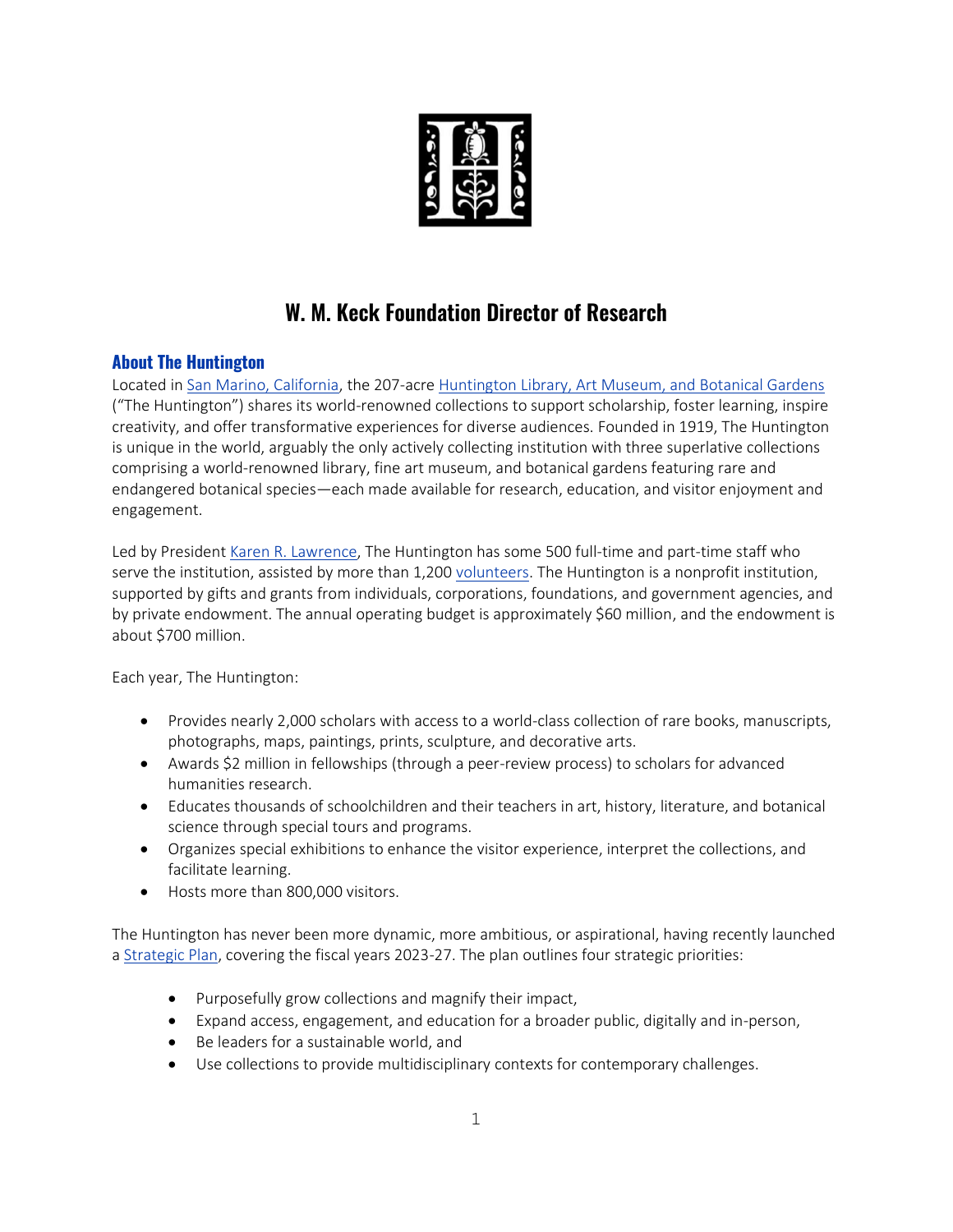# W. M. Keck Foundation Director of Research

## About The Huntington

Located in San Marino, California, the 207-acre Huntington Library, Art Museum, and Botanical Gardens ("The Huntington") shares its world-renowned collections to support scholarship, foster learning, inspire creativity, and offer transformative experiences for diverse audiences. Founded in 1919, The Huntington is unique in the world, arguably the only actively collecting institution with three superlative collections comprising a world-renowned library, fine art museum, and botanical gardens featuring rare and endangered botanical species—each made available for research, education, and visitor enjoyment and engagement.

Led by President Karen R. Lawrence, The Huntington has some 500 full-time and part-time staff who serve the institution, assisted by more than 1,200 volunteers. The Huntington is a nonprofit institution, supported by gifts and grants from individuals, corporations, foundations, and government agencies, and by private endowment. The annual operating budget is approximately $60 million, and the endowment is about $700 million.

Each year, The Huntington:

- Provides nearly 2,000 scholars with access to a world-class collection of rare books, manuscripts, photographs, maps, paintings, prints, sculpture, and decorative arts.
- Awards $2 million in fellowships (through a peer-review process) to scholars for advanced humanities research.
- Educates thousands of schoolchildren and their teachers in art, history, literature, and botanical science through special tours and programs.
- Organizes special exhibitions to enhance the visitor experience, interpret the collections, and facilitate learning.
- Hosts more than 800,000 visitors.

The Huntington has never been more dynamic, more ambitious, or aspirational, having recently launched a Strategic Plan, covering the fiscal years 2023-27. The plan outlines four strategic priorities:

- Purposefully grow collections and magnify their impact,
- Expand access, engagement, and education for a broader public, digitally and in-person,
- Be leaders for a sustainable world, and
- Use collections to provide multidisciplinary contexts for contemporary challenges.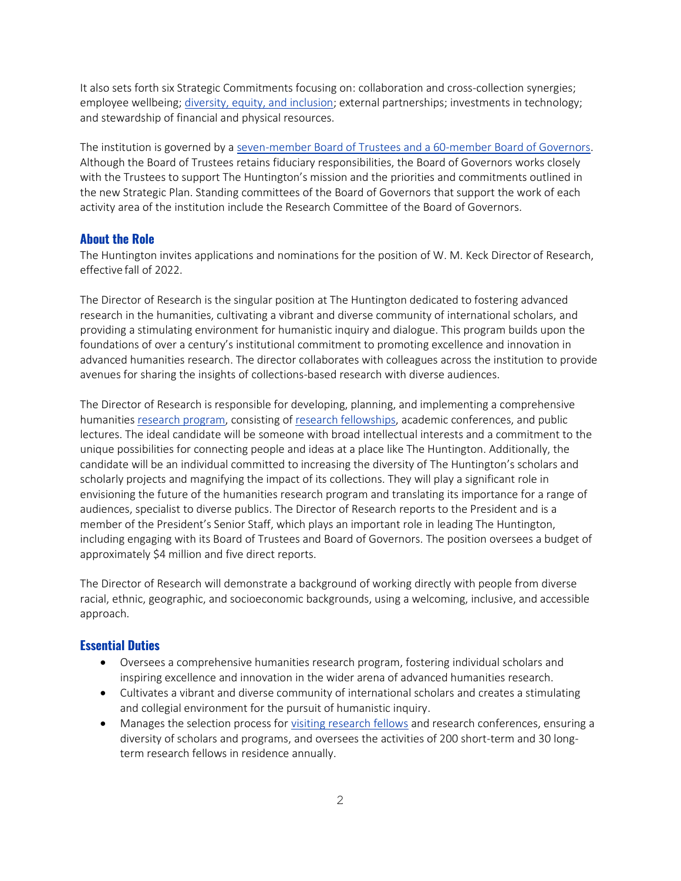It also sets forth six Strategic Commitments focusing on: collaboration and cross-collection synergies; employee wellbeing; [diversity, equity, and inclusion](); external partnerships; investments in technology; and stewardship of financial and physical resources.

The institution is governed by a [seven-member Board of Trustees and a 60-member Board of Governors](). Although the Board of Trustees retains fiduciary responsibilities, the Board of Governors works closely with the Trustees to support The Huntington's mission and the priorities and commitments outlined in the new Strategic Plan. Standing committees of the Board of Governors that support the work of each activity area of the institution include the Research Committee of the Board of Governors.

## About the Role

The Huntington invites applications and nominations for the position of W. M. Keck Director of Research, effective fall of 2022.

The Director of Research is the singular position at The Huntington dedicated to fostering advanced research in the humanities, cultivating a vibrant and diverse community of international scholars, and providing a stimulating environment for humanistic inquiry and dialogue. This program builds upon the foundations of over a century's institutional commitment to promoting excellence and innovation in advanced humanities research. The director collaborates with colleagues across the institution to provide avenues for sharing the insights of collections-based research with diverse audiences.

The Director of Research is responsible for developing, planning, and implementing a comprehensive humanities [research program](), consisting of [research fellowships](), academic conferences, and public lectures. The ideal candidate will be someone with broad intellectual interests and a commitment to the unique possibilities for connecting people and ideas at a place like The Huntington. Additionally, the candidate will be an individual committed to increasing the diversity of The Huntington's scholars and scholarly projects and magnifying the impact of its collections. They will play a significant role in envisioning the future of the humanities research program and translating its importance for a range of audiences, specialist to diverse publics. The Director of Research reports to the President and is a member of the President's Senior Staff, which plays an important role in leading The Huntington, including engaging with its Board of Trustees and Board of Governors. The position oversees a budget of approximately $4 million and five direct reports.

The Director of Research will demonstrate a background of working directly with people from diverse racial, ethnic, geographic, and socioeconomic backgrounds, using a welcoming, inclusive, and accessible approach.

## Essential Duties

- Oversees a comprehensive humanities research program, fostering individual scholars and inspiring excellence and innovation in the wider arena of advanced humanities research.
- Cultivates a vibrant and diverse community of international scholars and creates a stimulating and collegial environment for the pursuit of humanistic inquiry.
- Manages the selection process for [visiting research fellows]() and research conferences, ensuring a diversity of scholars and programs, and oversees the activities of 200 short-term and 30 long-term research fellows in residence annually.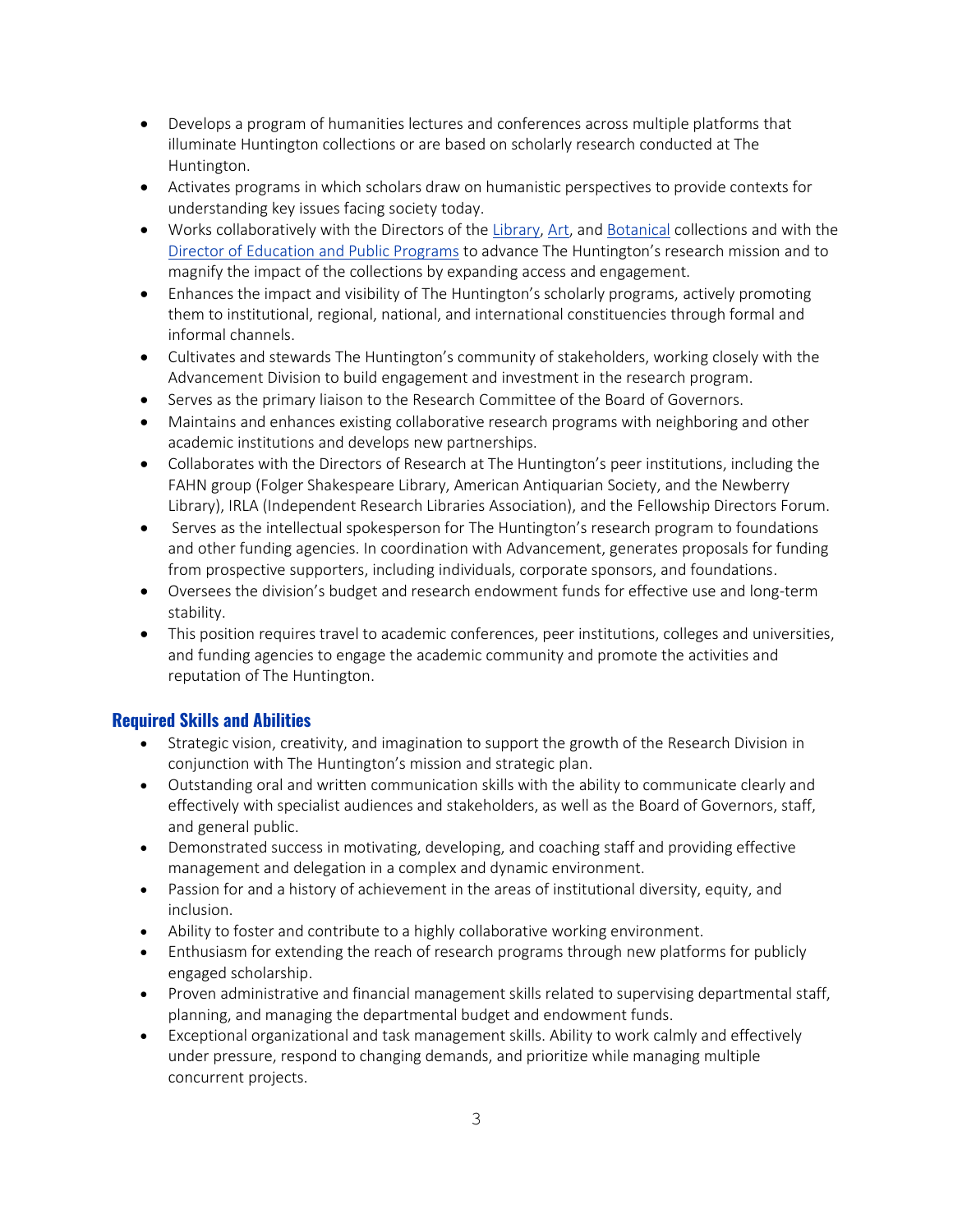- Develops a program of humanities lectures and conferences across multiple platforms that illuminate Huntington collections or are based on scholarly research conducted at The Huntington.
- Activates programs in which scholars draw on humanistic perspectives to provide contexts for understanding key issues facing society today.
- Works collaboratively with the Directors of the Library, Art, and Botanical collections and with the Director of Education and Public Programs to advance The Huntington's research mission and to magnify the impact of the collections by expanding access and engagement.
- Enhances the impact and visibility of The Huntington's scholarly programs, actively promoting them to institutional, regional, national, and international constituencies through formal and informal channels.
- Cultivates and stewards The Huntington's community of stakeholders, working closely with the Advancement Division to build engagement and investment in the research program.
- Serves as the primary liaison to the Research Committee of the Board of Governors.
- Maintains and enhances existing collaborative research programs with neighboring and other academic institutions and develops new partnerships.
- Collaborates with the Directors of Research at The Huntington's peer institutions, including the FAHN group (Folger Shakespeare Library, American Antiquarian Society, and the Newberry Library), IRLA (Independent Research Libraries Association), and the Fellowship Directors Forum.
- Serves as the intellectual spokesperson for The Huntington's research program to foundations and other funding agencies. In coordination with Advancement, generates proposals for funding from prospective supporters, including individuals, corporate sponsors, and foundations.
- Oversees the division's budget and research endowment funds for effective use and long-term stability.
- This position requires travel to academic conferences, peer institutions, colleges and universities, and funding agencies to engage the academic community and promote the activities and reputation of The Huntington.

## Required Skills and Abilities

- Strategic vision, creativity, and imagination to support the growth of the Research Division in conjunction with The Huntington's mission and strategic plan.
- Outstanding oral and written communication skills with the ability to communicate clearly and effectively with specialist audiences and stakeholders, as well as the Board of Governors, staff, and general public.
- Demonstrated success in motivating, developing, and coaching staff and providing effective management and delegation in a complex and dynamic environment.
- Passion for and a history of achievement in the areas of institutional diversity, equity, and inclusion.
- Ability to foster and contribute to a highly collaborative working environment.
- Enthusiasm for extending the reach of research programs through new platforms for publicly engaged scholarship.
- Proven administrative and financial management skills related to supervising departmental staff, planning, and managing the departmental budget and endowment funds.
- Exceptional organizational and task management skills. Ability to work calmly and effectively under pressure, respond to changing demands, and prioritize while managing multiple concurrent projects.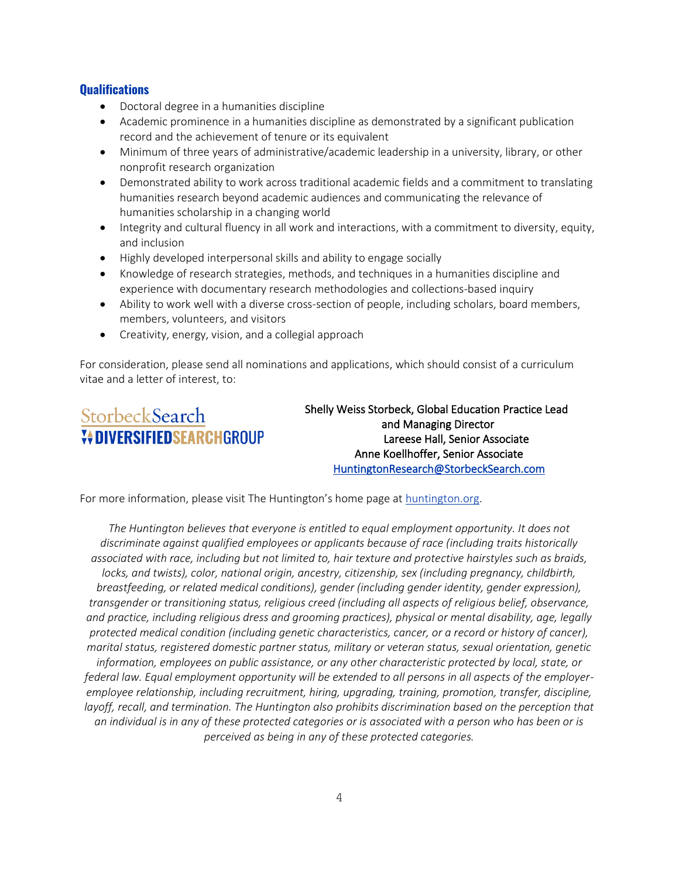## Qualifications

- Doctoral degree in a humanities discipline
- Academic prominence in a humanities discipline as demonstrated by a significant publication record and the achievement of tenure or its equivalent
- Minimum of three years of administrative/academic leadership in a university, library, or other nonprofit research organization
- Demonstrated ability to work across traditional academic fields and a commitment to translating humanities research beyond academic audiences and communicating the relevance of humanities scholarship in a changing world
- Integrity and cultural fluency in all work and interactions, with a commitment to diversity, equity, and inclusion
- Highly developed interpersonal skills and ability to engage socially
- Knowledge of research strategies, methods, and techniques in a humanities discipline and experience with documentary research methodologies and collections-based inquiry
- Ability to work well with a diverse cross-section of people, including scholars, board members, members, volunteers, and visitors
- Creativity, energy, vision, and a collegial approach

For consideration, please send all nominations and applications, which should consist of a curriculum vitae and a letter of interest, to:

StorbeckSearch
DIVERSIFIEDSEARCHGROUP

Shelly Weiss Storbeck, Global Education Practice Lead and Managing Director
Lareese Hall, Senior Associate
Anne Koellhoffer, Senior Associate
HuntingtonResearch@StorbeckSearch.com

For more information, please visit The Huntington's home page at huntington.org.

*The Huntington believes that everyone is entitled to equal employment opportunity. It does not discriminate against qualified employees or applicants because of race (including traits historically associated with race, including but not limited to, hair texture and protective hairstyles such as braids, locks, and twists), color, national origin, ancestry, citizenship, sex (including pregnancy, childbirth, breastfeeding, or related medical conditions), gender (including gender identity, gender expression), transgender or transitioning status, religious creed (including all aspects of religious belief, observance, and practice, including religious dress and grooming practices), physical or mental disability, age, legally protected medical condition (including genetic characteristics, cancer, or a record or history of cancer), marital status, registered domestic partner status, military or veteran status, sexual orientation, genetic information, employees on public assistance, or any other characteristic protected by local, state, or federal law. Equal employment opportunity will be extended to all persons in all aspects of the employer-employee relationship, including recruitment, hiring, upgrading, training, promotion, transfer, discipline, layoff, recall, and termination. The Huntington also prohibits discrimination based on the perception that an individual is in any of these protected categories or is associated with a person who has been or is perceived as being in any of these protected categories.*